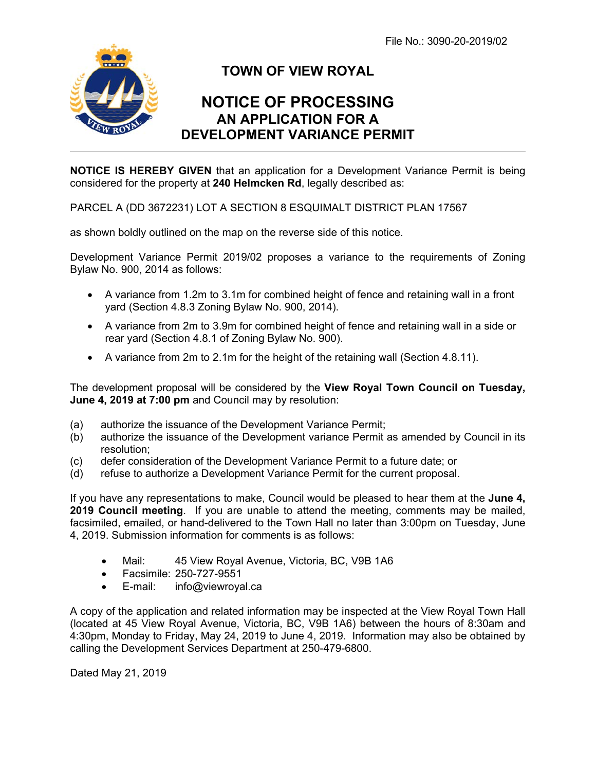File No.: 3090-20-2019/02

# TOWN OF VIEW ROYAL

## NOTICE OF PROCESSING
## AN APPLICATION FOR A DEVELOPMENT VARIANCE PERMIT

---

**NOTICE IS HEREBY GIVEN** that an application for a Development Variance Permit is being considered for the property at **240 Helmcken Rd**, legally described as:

PARCEL A (DD 3672231) LOT A SECTION 8 ESQUIMALT DISTRICT PLAN 17567

as shown boldly outlined on the map on the reverse side of this notice.

Development Variance Permit 2019/02 proposes a variance to the requirements of Zoning Bylaw No. 900, 2014 as follows:

- A variance from 1.2m to 3.1m for combined height of fence and retaining wall in a front yard (Section 4.8.3 Zoning Bylaw No. 900, 2014).
- A variance from 2m to 3.9m for combined height of fence and retaining wall in a side or rear yard (Section 4.8.1 of Zoning Bylaw No. 900).
- A variance from 2m to 2.1m for the height of the retaining wall (Section 4.8.11).

The development proposal will be considered by the **View Royal Town Council on Tuesday, June 4, 2019 at 7:00 pm** and Council may by resolution:

(a) authorize the issuance of the Development Variance Permit;
(b) authorize the issuance of the Development variance Permit as amended by Council in its resolution;
(c) defer consideration of the Development Variance Permit to a future date; or
(d) refuse to authorize a Development Variance Permit for the current proposal.

If you have any representations to make, Council would be pleased to hear them at the **June 4, 2019 Council meeting**. If you are unable to attend the meeting, comments may be mailed, facsimiled, emailed, or hand-delivered to the Town Hall no later than 3:00pm on Tuesday, June 4, 2019. Submission information for comments is as follows:

- Mail: 45 View Royal Avenue, Victoria, BC, V9B 1A6
- Facsimile: 250-727-9551
- E-mail: info@viewroyal.ca

A copy of the application and related information may be inspected at the View Royal Town Hall (located at 45 View Royal Avenue, Victoria, BC, V9B 1A6) between the hours of 8:30am and 4:30pm, Monday to Friday, May 24, 2019 to June 4, 2019. Information may also be obtained by calling the Development Services Department at 250-479-6800.

Dated May 21, 2019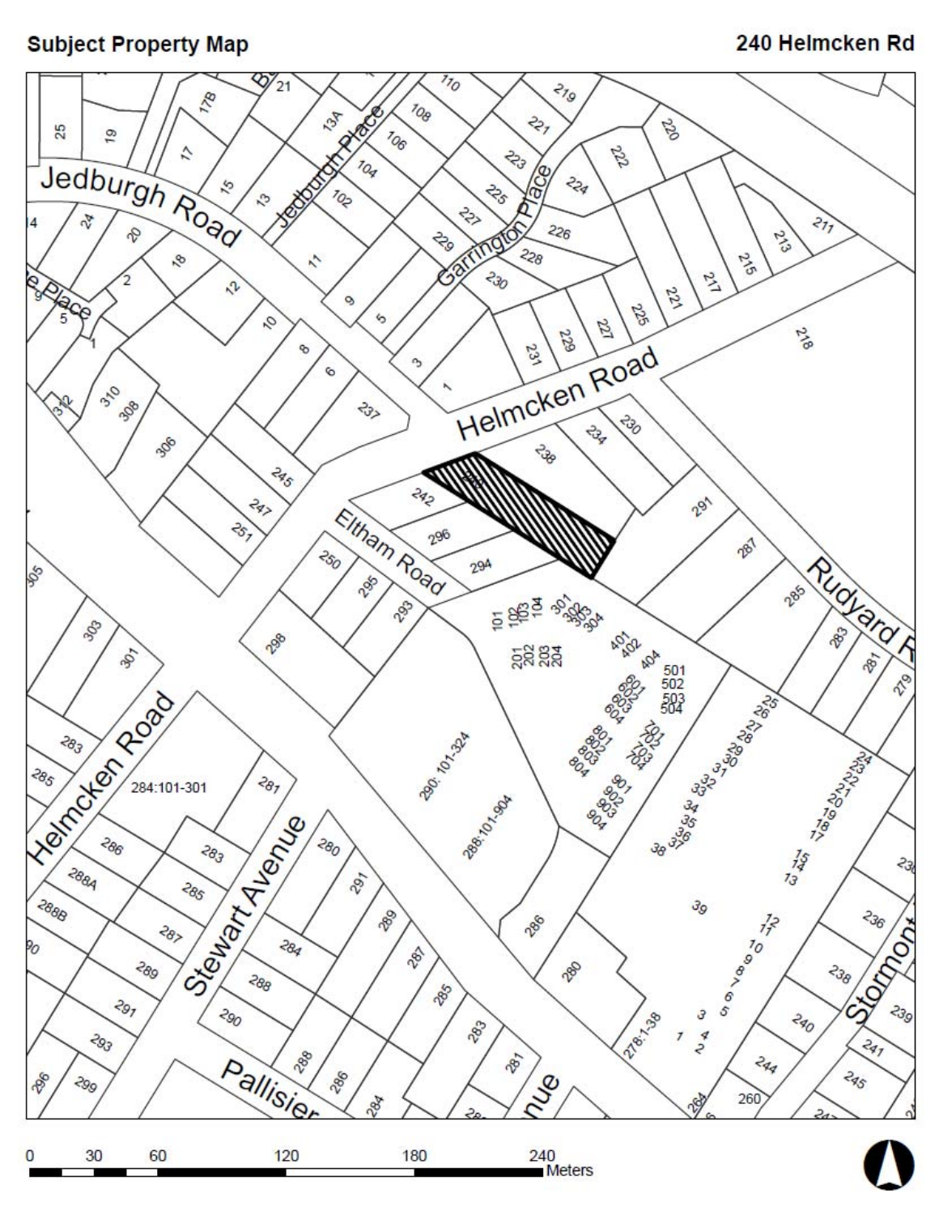**Subject Property Map**

**240 Helmcken Rd**

0 30 60 120 180 240 Meters